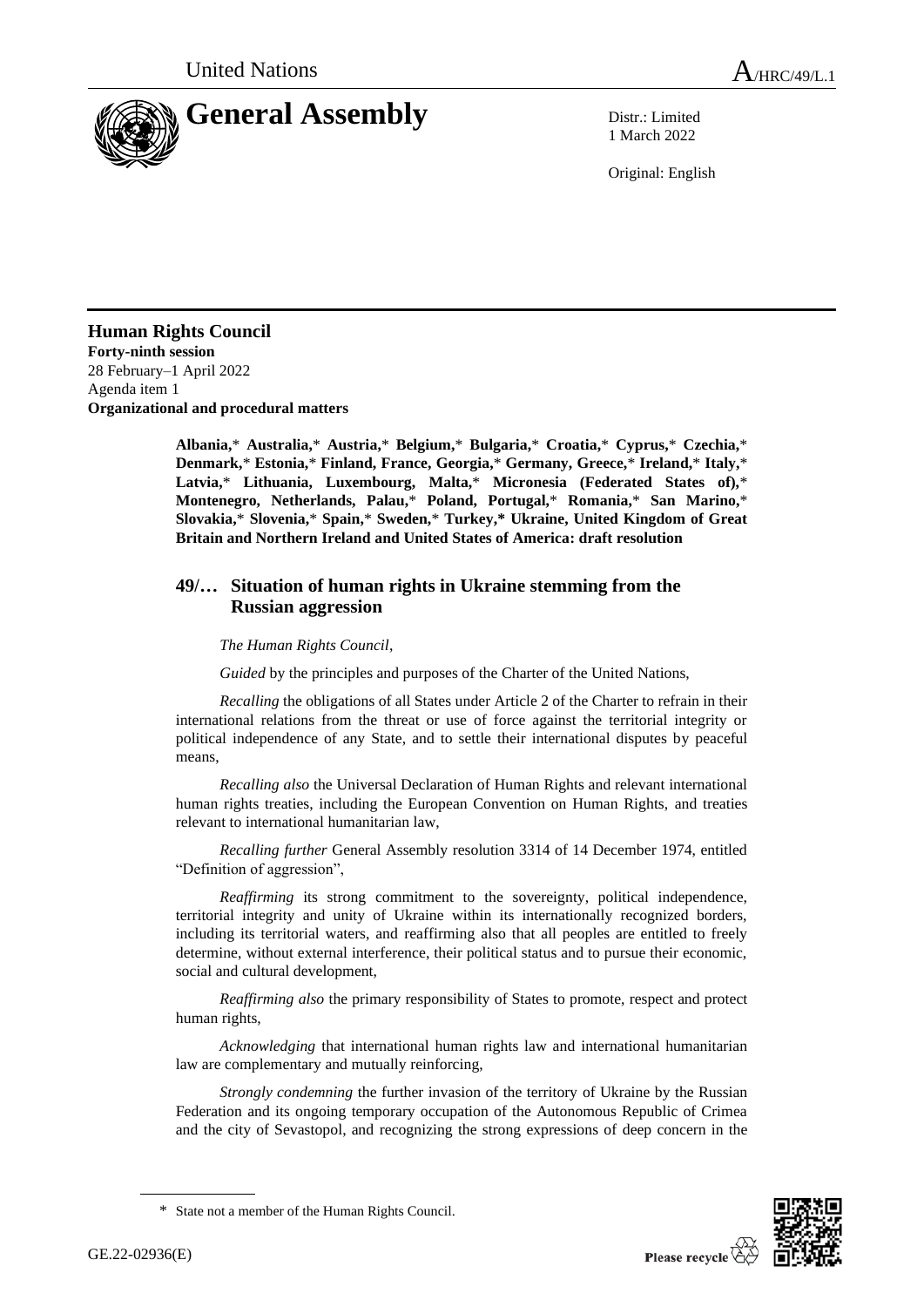United Nations A/HRC/49/L.1

# General Assembly

Distr.: Limited
1 March 2022

Original: English

## Human Rights Council

**Forty-ninth session**
28 February–1 April 2022
Agenda item 1
**Organizational and procedural matters**

**Albania,* Australia,* Austria,* Belgium,* Bulgaria,* Croatia,* Cyprus,* Czechia,* Denmark,* Estonia,* Finland, France, Georgia,* Germany, Greece,* Ireland,* Italy,* Latvia,* Lithuania, Luxembourg, Malta,* Micronesia (Federated States of),* Montenegro, Netherlands, Palau,* Poland, Portugal,* Romania,* San Marino,* Slovakia,* Slovenia,* Spain,* Sweden,* Turkey,* Ukraine, United Kingdom of Great Britain and Northern Ireland and United States of America: draft resolution**

### 49/… Situation of human rights in Ukraine stemming from the Russian aggression

*The Human Rights Council*,

*Guided* by the principles and purposes of the Charter of the United Nations,

*Recalling* the obligations of all States under Article 2 of the Charter to refrain in their international relations from the threat or use of force against the territorial integrity or political independence of any State, and to settle their international disputes by peaceful means,

*Recalling also* the Universal Declaration of Human Rights and relevant international human rights treaties, including the European Convention on Human Rights, and treaties relevant to international humanitarian law,

*Recalling further* General Assembly resolution 3314 of 14 December 1974, entitled "Definition of aggression",

*Reaffirming* its strong commitment to the sovereignty, political independence, territorial integrity and unity of Ukraine within its internationally recognized borders, including its territorial waters, and reaffirming also that all peoples are entitled to freely determine, without external interference, their political status and to pursue their economic, social and cultural development,

*Reaffirming also* the primary responsibility of States to promote, respect and protect human rights,

*Acknowledging* that international human rights law and international humanitarian law are complementary and mutually reinforcing,

*Strongly condemning* the further invasion of the territory of Ukraine by the Russian Federation and its ongoing temporary occupation of the Autonomous Republic of Crimea and the city of Sevastopol, and recognizing the strong expressions of deep concern in the

---

\* State not a member of the Human Rights Council.

GE.22-02936(E)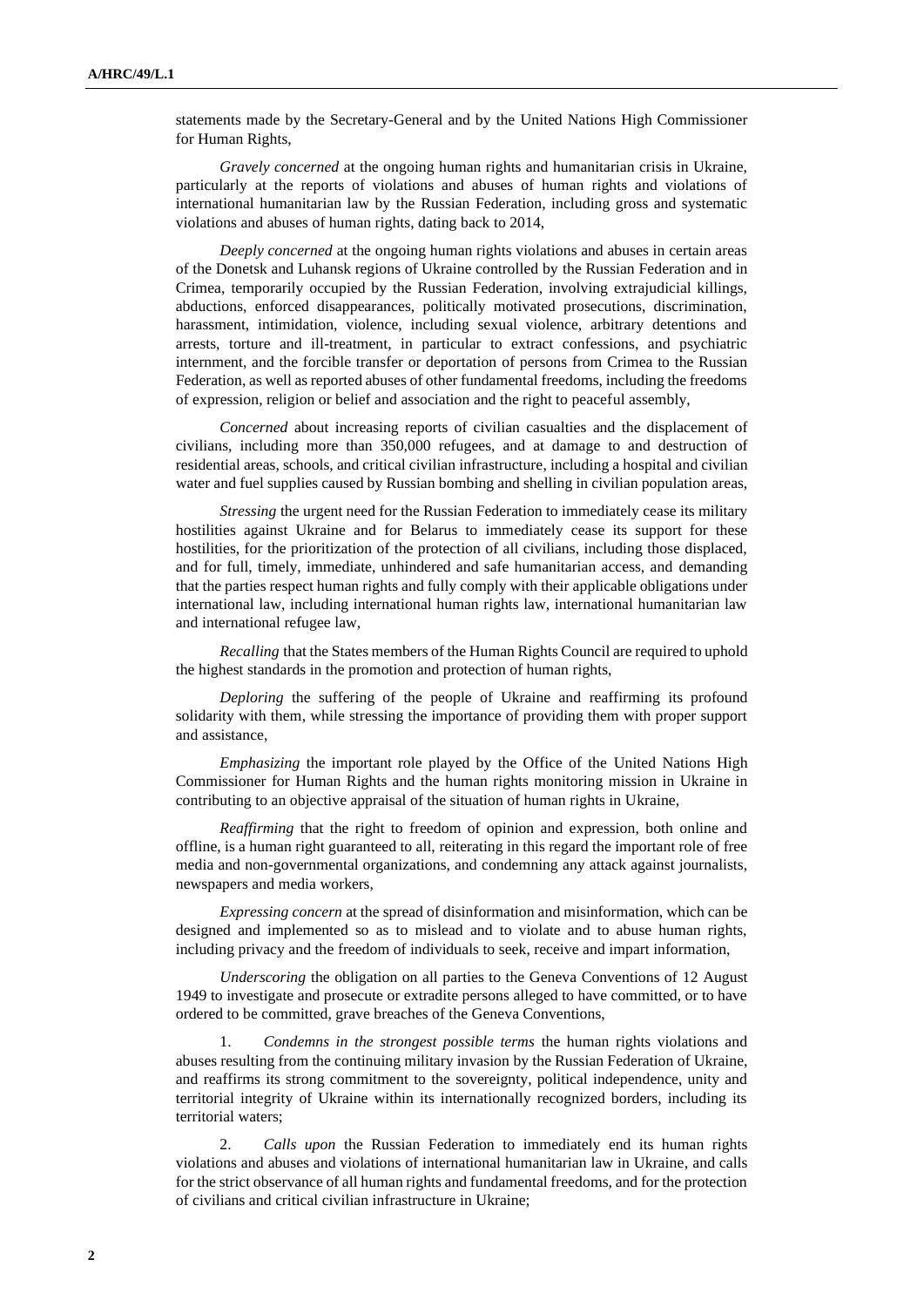statements made by the Secretary-General and by the United Nations High Commissioner for Human Rights,

*Gravely concerned* at the ongoing human rights and humanitarian crisis in Ukraine, particularly at the reports of violations and abuses of human rights and violations of international humanitarian law by the Russian Federation, including gross and systematic violations and abuses of human rights, dating back to 2014,

*Deeply concerned* at the ongoing human rights violations and abuses in certain areas of the Donetsk and Luhansk regions of Ukraine controlled by the Russian Federation and in Crimea, temporarily occupied by the Russian Federation, involving extrajudicial killings, abductions, enforced disappearances, politically motivated prosecutions, discrimination, harassment, intimidation, violence, including sexual violence, arbitrary detentions and arrests, torture and ill-treatment, in particular to extract confessions, and psychiatric internment, and the forcible transfer or deportation of persons from Crimea to the Russian Federation, as well as reported abuses of other fundamental freedoms, including the freedoms of expression, religion or belief and association and the right to peaceful assembly,

*Concerned* about increasing reports of civilian casualties and the displacement of civilians, including more than 350,000 refugees, and at damage to and destruction of residential areas, schools, and critical civilian infrastructure, including a hospital and civilian water and fuel supplies caused by Russian bombing and shelling in civilian population areas,

*Stressing* the urgent need for the Russian Federation to immediately cease its military hostilities against Ukraine and for Belarus to immediately cease its support for these hostilities, for the prioritization of the protection of all civilians, including those displaced, and for full, timely, immediate, unhindered and safe humanitarian access, and demanding that the parties respect human rights and fully comply with their applicable obligations under international law, including international human rights law, international humanitarian law and international refugee law,

*Recalling* that the States members of the Human Rights Council are required to uphold the highest standards in the promotion and protection of human rights,

*Deploring* the suffering of the people of Ukraine and reaffirming its profound solidarity with them, while stressing the importance of providing them with proper support and assistance,

*Emphasizing* the important role played by the Office of the United Nations High Commissioner for Human Rights and the human rights monitoring mission in Ukraine in contributing to an objective appraisal of the situation of human rights in Ukraine,

*Reaffirming* that the right to freedom of opinion and expression, both online and offline, is a human right guaranteed to all, reiterating in this regard the important role of free media and non-governmental organizations, and condemning any attack against journalists, newspapers and media workers,

*Expressing concern* at the spread of disinformation and misinformation, which can be designed and implemented so as to mislead and to violate and to abuse human rights, including privacy and the freedom of individuals to seek, receive and impart information,

*Underscoring* the obligation on all parties to the Geneva Conventions of 12 August 1949 to investigate and prosecute or extradite persons alleged to have committed, or to have ordered to be committed, grave breaches of the Geneva Conventions,

1. *Condemns in the strongest possible terms* the human rights violations and abuses resulting from the continuing military invasion by the Russian Federation of Ukraine, and reaffirms its strong commitment to the sovereignty, political independence, unity and territorial integrity of Ukraine within its internationally recognized borders, including its territorial waters;

2. *Calls upon* the Russian Federation to immediately end its human rights violations and abuses and violations of international humanitarian law in Ukraine, and calls for the strict observance of all human rights and fundamental freedoms, and for the protection of civilians and critical civilian infrastructure in Ukraine;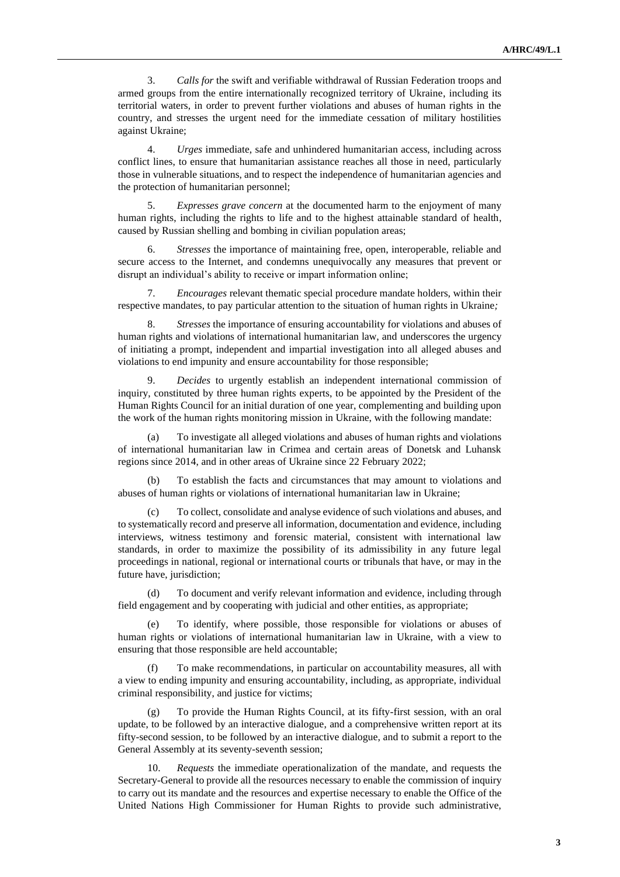3. *Calls for* the swift and verifiable withdrawal of Russian Federation troops and armed groups from the entire internationally recognized territory of Ukraine, including its territorial waters, in order to prevent further violations and abuses of human rights in the country, and stresses the urgent need for the immediate cessation of military hostilities against Ukraine;

4. *Urges* immediate, safe and unhindered humanitarian access, including across conflict lines, to ensure that humanitarian assistance reaches all those in need, particularly those in vulnerable situations, and to respect the independence of humanitarian agencies and the protection of humanitarian personnel;

5. *Expresses grave concern* at the documented harm to the enjoyment of many human rights, including the rights to life and to the highest attainable standard of health, caused by Russian shelling and bombing in civilian population areas;

6. *Stresses* the importance of maintaining free, open, interoperable, reliable and secure access to the Internet, and condemns unequivocally any measures that prevent or disrupt an individual's ability to receive or impart information online;

7. *Encourages* relevant thematic special procedure mandate holders, within their respective mandates, to pay particular attention to the situation of human rights in Ukraine;

8. *Stresses* the importance of ensuring accountability for violations and abuses of human rights and violations of international humanitarian law, and underscores the urgency of initiating a prompt, independent and impartial investigation into all alleged abuses and violations to end impunity and ensure accountability for those responsible;

9. *Decides* to urgently establish an independent international commission of inquiry, constituted by three human rights experts, to be appointed by the President of the Human Rights Council for an initial duration of one year, complementing and building upon the work of the human rights monitoring mission in Ukraine, with the following mandate:

(a) To investigate all alleged violations and abuses of human rights and violations of international humanitarian law in Crimea and certain areas of Donetsk and Luhansk regions since 2014, and in other areas of Ukraine since 22 February 2022;

(b) To establish the facts and circumstances that may amount to violations and abuses of human rights or violations of international humanitarian law in Ukraine;

(c) To collect, consolidate and analyse evidence of such violations and abuses, and to systematically record and preserve all information, documentation and evidence, including interviews, witness testimony and forensic material, consistent with international law standards, in order to maximize the possibility of its admissibility in any future legal proceedings in national, regional or international courts or tribunals that have, or may in the future have, jurisdiction;

(d) To document and verify relevant information and evidence, including through field engagement and by cooperating with judicial and other entities, as appropriate;

(e) To identify, where possible, those responsible for violations or abuses of human rights or violations of international humanitarian law in Ukraine, with a view to ensuring that those responsible are held accountable;

(f) To make recommendations, in particular on accountability measures, all with a view to ending impunity and ensuring accountability, including, as appropriate, individual criminal responsibility, and justice for victims;

(g) To provide the Human Rights Council, at its fifty-first session, with an oral update, to be followed by an interactive dialogue, and a comprehensive written report at its fifty-second session, to be followed by an interactive dialogue, and to submit a report to the General Assembly at its seventy-seventh session;

10. *Requests* the immediate operationalization of the mandate, and requests the Secretary-General to provide all the resources necessary to enable the commission of inquiry to carry out its mandate and the resources and expertise necessary to enable the Office of the United Nations High Commissioner for Human Rights to provide such administrative,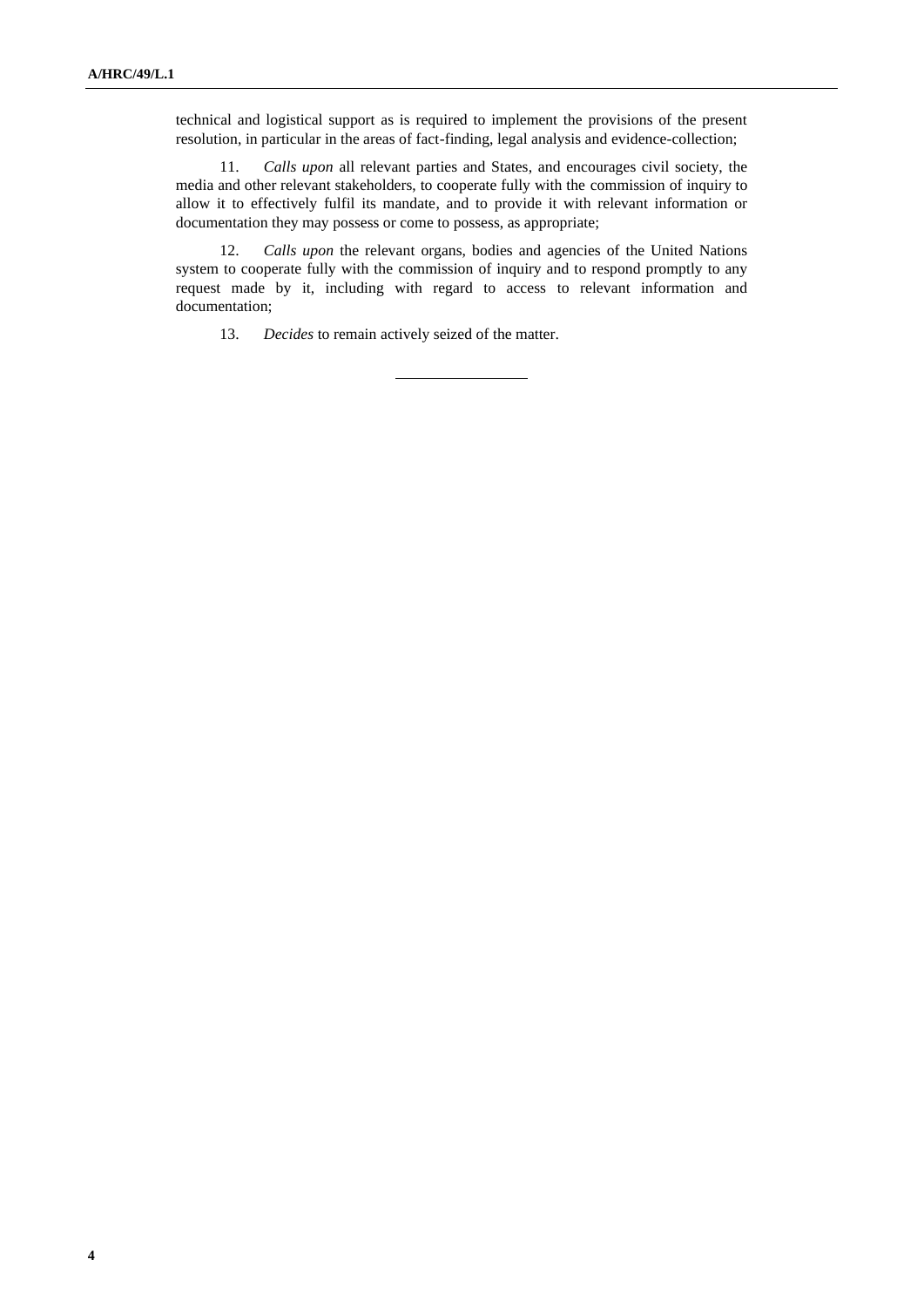technical and logistical support as is required to implement the provisions of the present resolution, in particular in the areas of fact-finding, legal analysis and evidence-collection;

11. *Calls upon* all relevant parties and States, and encourages civil society, the media and other relevant stakeholders, to cooperate fully with the commission of inquiry to allow it to effectively fulfil its mandate, and to provide it with relevant information or documentation they may possess or come to possess, as appropriate;

12. *Calls upon* the relevant organs, bodies and agencies of the United Nations system to cooperate fully with the commission of inquiry and to respond promptly to any request made by it, including with regard to access to relevant information and documentation;

13. *Decides* to remain actively seized of the matter.